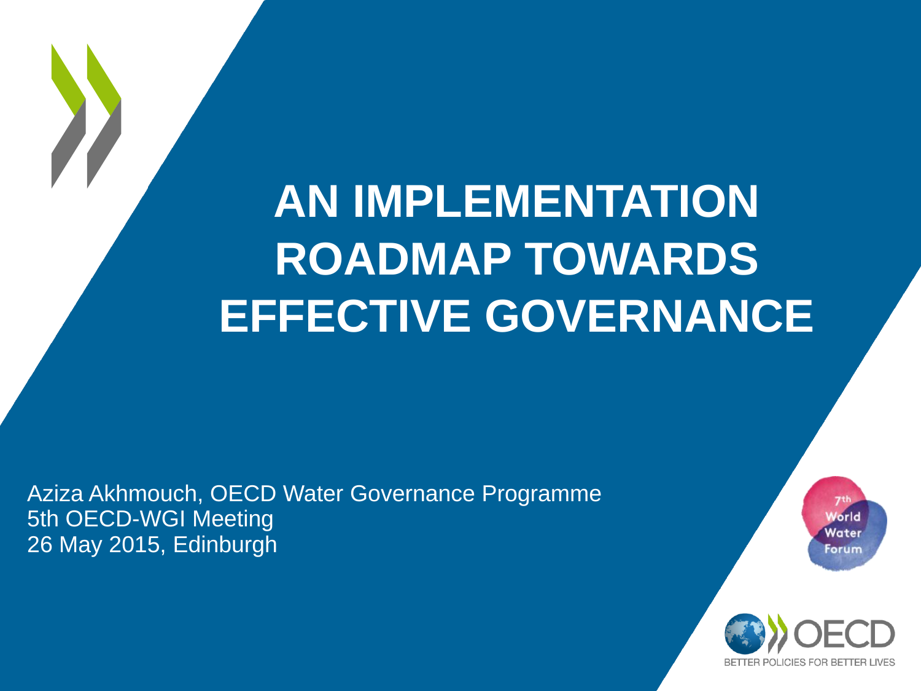# AN IMPLEMENTATION ROADMAP TOWARDS EFFECTIVE GOVERNANCE

Aziza Akhmouch, OECD Water Governance Programme
5th OECD-WGI Meeting
26 May 2015, Edinburgh

7th World Water Forum

OECD
BETTER POLICIES FOR BETTER LIVES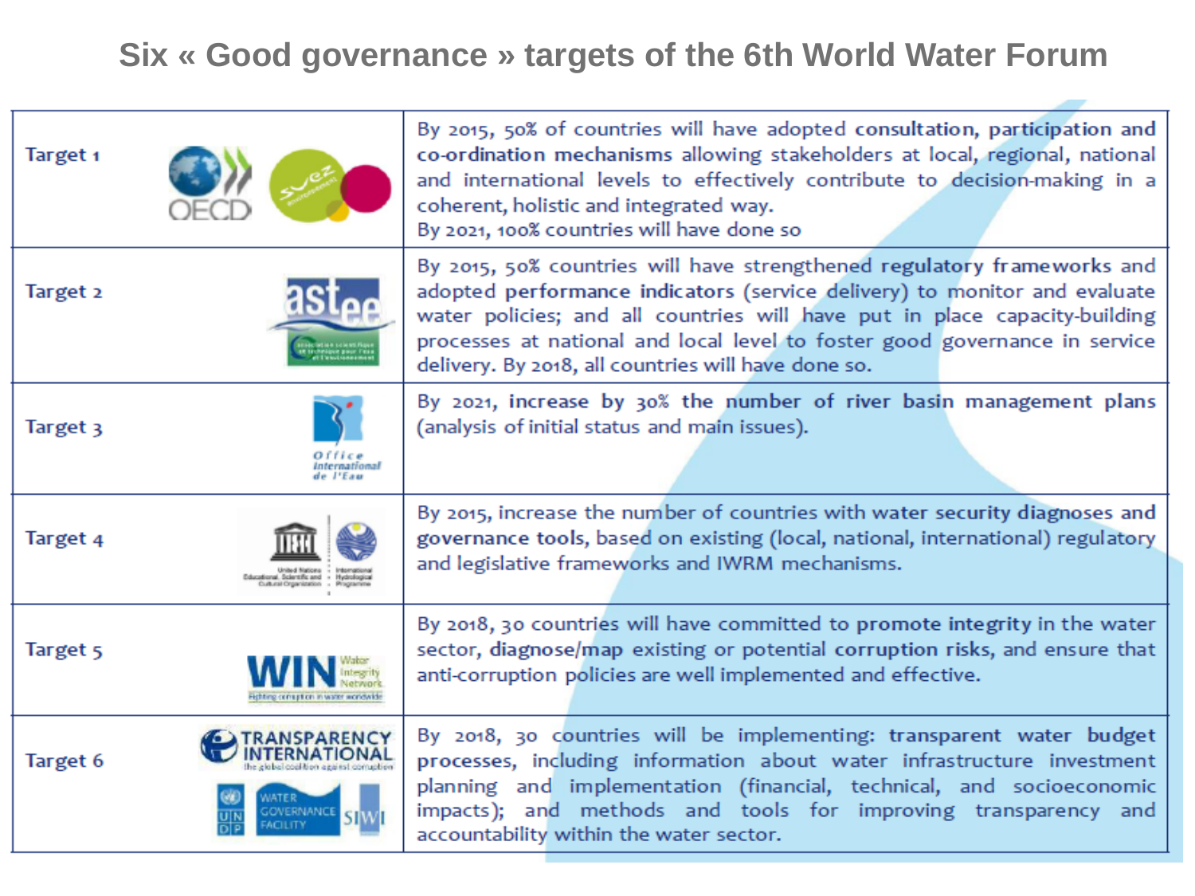# Six « Good governance » targets of the 6th World Water Forum

| | | |
|---|---|---|
| Target 1 | OECD, suez environnement | By 2015, 50% of countries will have adopted **consultation, participation and co-ordination mechanisms** allowing stakeholders at local, regional, national and international levels to effectively contribute to decision-making in a coherent, holistic and integrated way. By 2021, 100% countries will have done so |
| Target 2 | astee | By 2015, 50% countries will have strengthened **regulatory frameworks** and adopted **performance indicators** (service delivery) to monitor and evaluate water policies; and all countries will have put in place capacity-building processes at national and local level to foster good governance in service delivery. By 2018, all countries will have done so. |
| Target 3 | Office International de l'Eau | By 2021, **increase by 30% the number of river basin management plans** (analysis of initial status and main issues). |
| Target 4 | United Nations Educational, Scientific and Cultural Organization; International Hydrological Programme | By 2015, increase the number of countries with **water security diagnoses and governance tools**, based on existing (local, national, international) regulatory and legislative frameworks and IWRM mechanisms. |
| Target 5 | WIN Water Integrity Network – Fighting corruption in water worldwide | By 2018, 30 countries will have committed to **promote integrity** in the water sector, **diagnose/map** existing or potential **corruption risks**, and ensure that anti-corruption policies are well implemented and effective. |
| Target 6 | TRANSPARENCY INTERNATIONAL – the global coalition against corruption; UNDP; Water Governance Facility; SIWI | By 2018, 30 countries will be implementing: **transparent water budget** processes, including information about water infrastructure investment planning and implementation (financial, technical, and socioeconomic impacts); and methods and tools for improving transparency and accountability within the water sector. |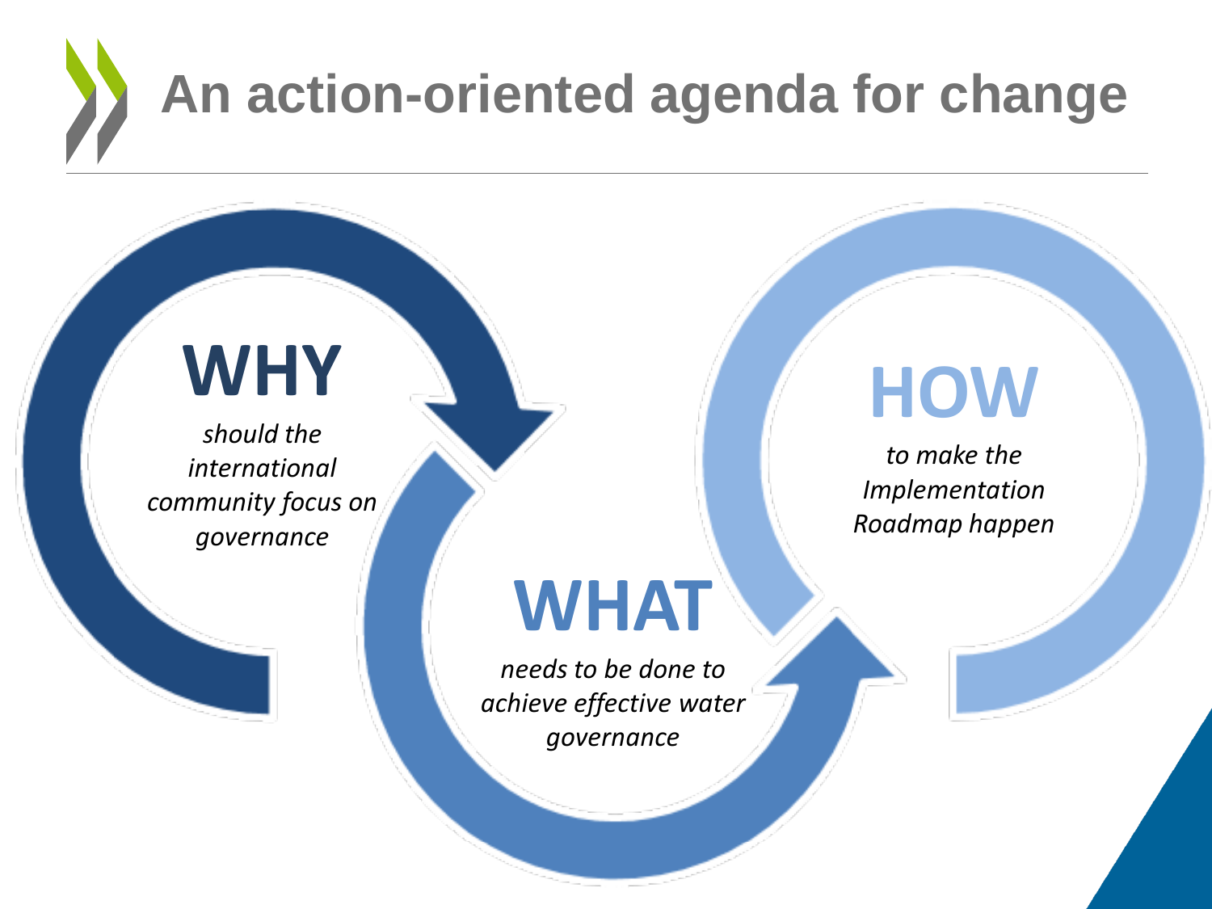# An action-oriented agenda for change

**WHY**

*should the international community focus on governance*

**WHAT**

*needs to be done to achieve effective water governance*

**HOW**

*to make the Implementation Roadmap happen*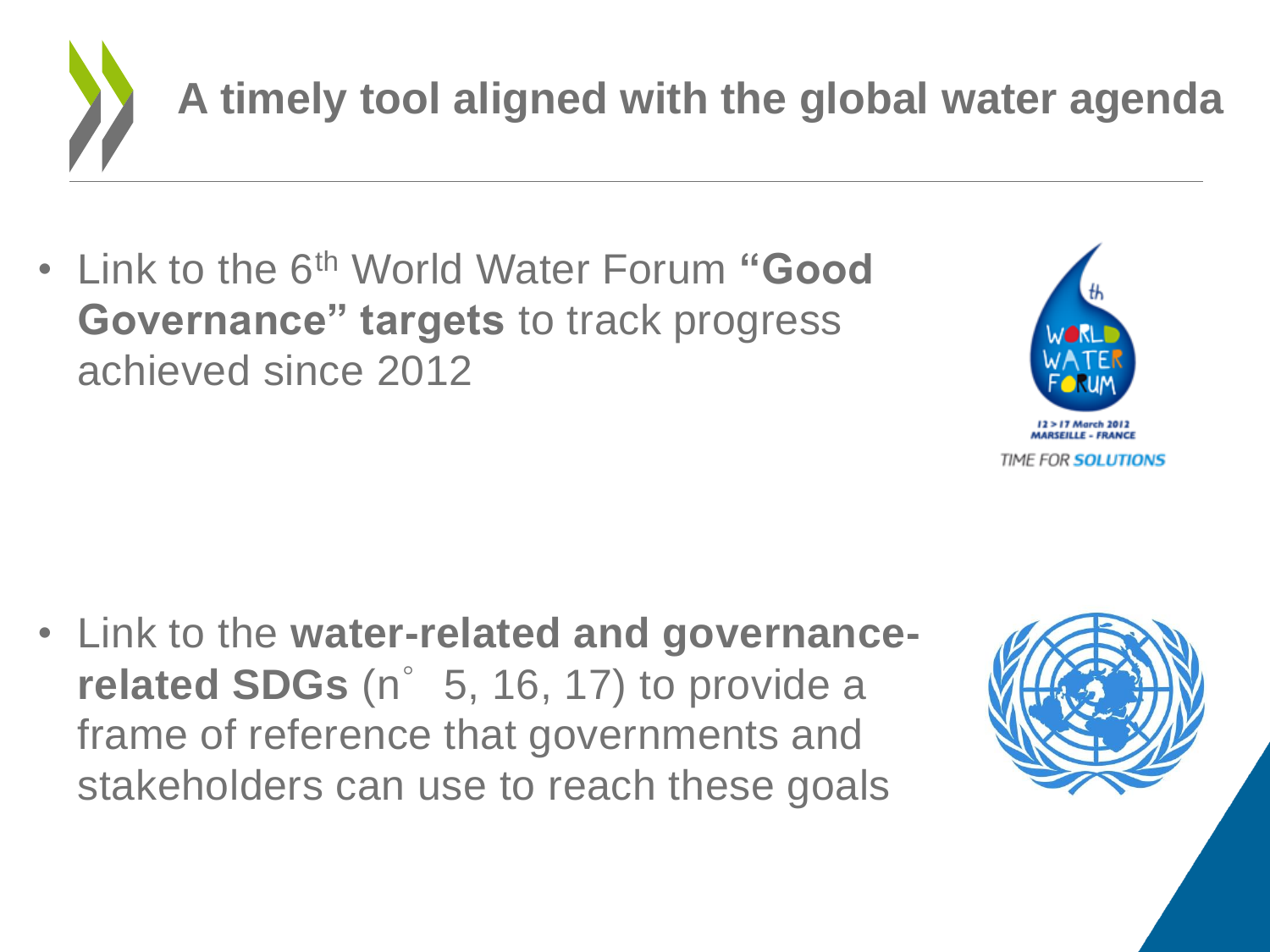# A timely tool aligned with the global water agenda

- Link to the 6th World Water Forum **"Good Governance" targets** to track progress achieved since 2012

- Link to the **water-related and governance-related SDGs** (n° 5, 16, 17) to provide a frame of reference that governments and stakeholders can use to reach these goals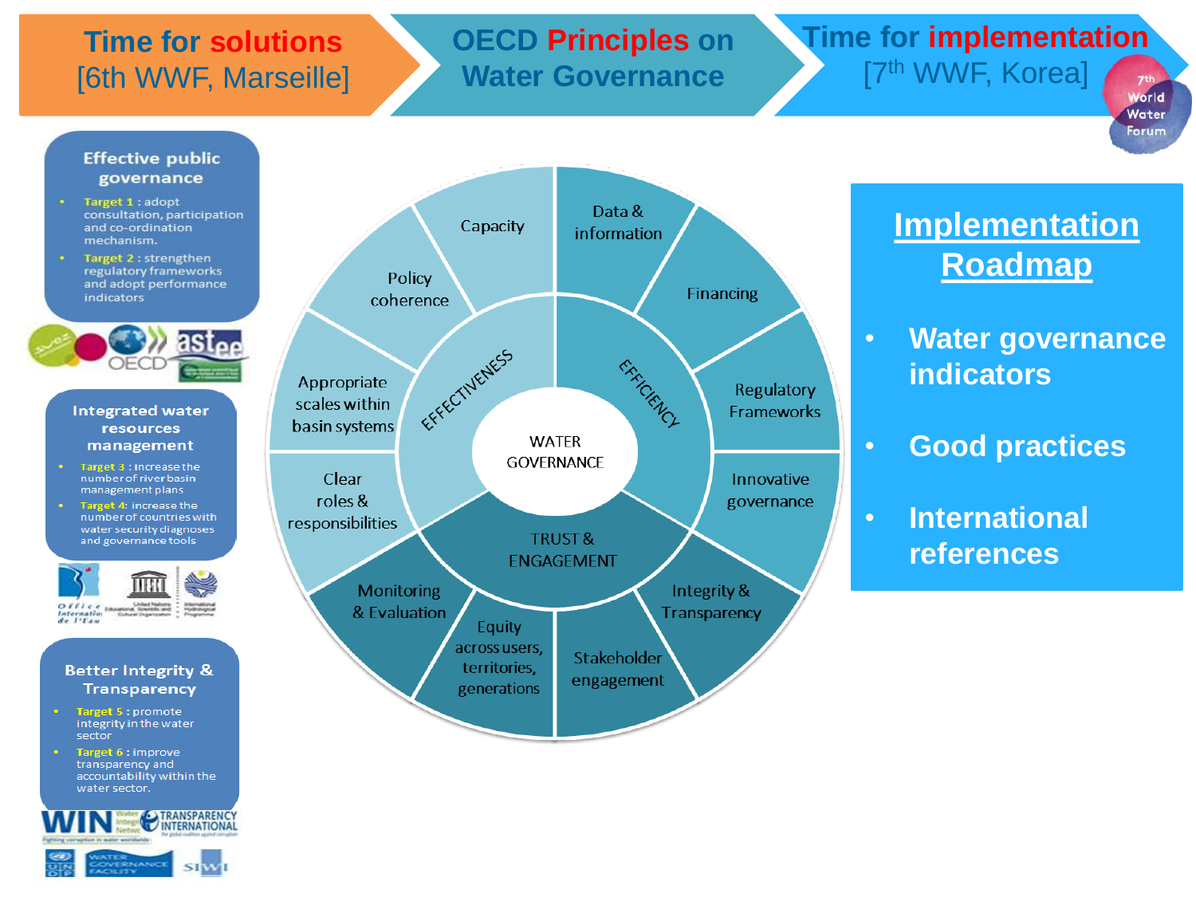# Time for solutions [6th WWF, Marseille]

# OECD Principles on Water Governance

# Time for implementation [7th WWF, Korea]

7th World Water Forum

### Effective public governance

- Target 1 : adopt consultation, participation and co-ordination mechanism.
- Target 2 : strengthen regulatory frameworks and adopt performance indicators

suez OECD astee

### Integrated water resources management

- Target 3 : increase the number of river basin management plans
- Target 4: increase the number of countries with water security diagnoses and governance tools

Office International de l'Eau

United Nations Educational, Scientific and Cultural Organization

International Hydrological Programme

### Better Integrity & Transparency

- Target 5 : promote integrity in the water sector
- Target 6 : improve transparency and accountability within the water sector.

WIN Water Integrity Network — Fighting corruption in water worldwide

TRANSPARENCY INTERNATIONAL — the global coalition against corruption

UNDP WATER GOVERNANCE FACILITY

SIWI

WATER GOVERNANCE

EFFECTIVENESS

EFFICIENCY

TRUST & ENGAGEMENT

Capacity

Policy coherence

Appropriate scales within basin systems

Clear roles & responsibilities

Data & information

Financing

Regulatory Frameworks

Innovative governance

Monitoring & Evaluation

Equity across users, territories, generations

Stakeholder engagement

Integrity & Transparency

## Implementation Roadmap

- Water governance indicators
- Good practices
- International references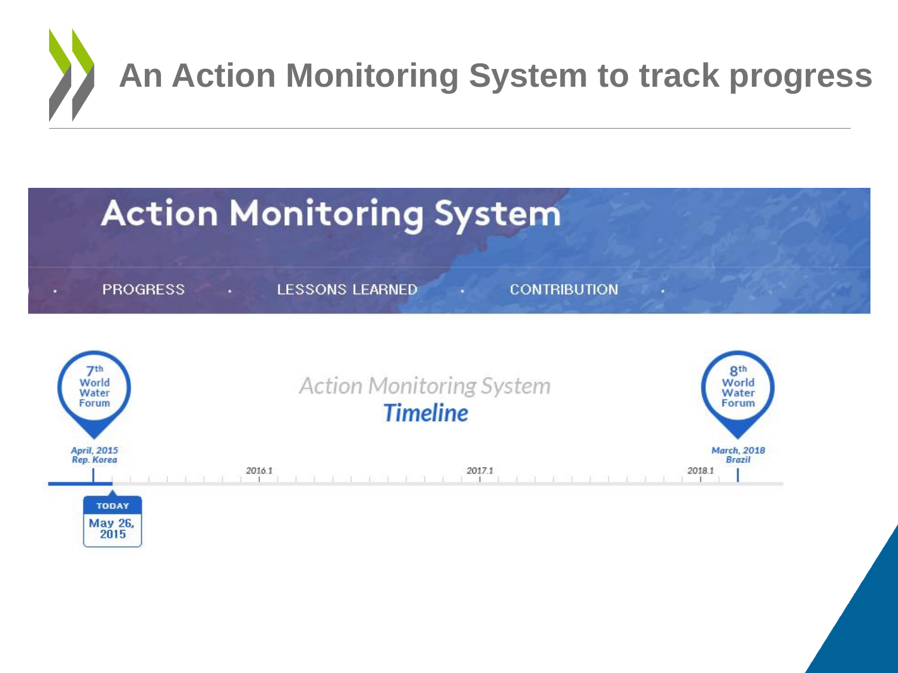# An Action Monitoring System to track progress

## Action Monitoring System

PROGRESS · LESSONS LEARNED · CONTRIBUTION

*Action Monitoring System*
***Timeline***

7th World Water Forum
*April, 2015*
*Rep. Korea*

8th World Water Forum
*March, 2018*
*Brazil*

2016.1
2017.1
2018.1

TODAY
May 26, 2015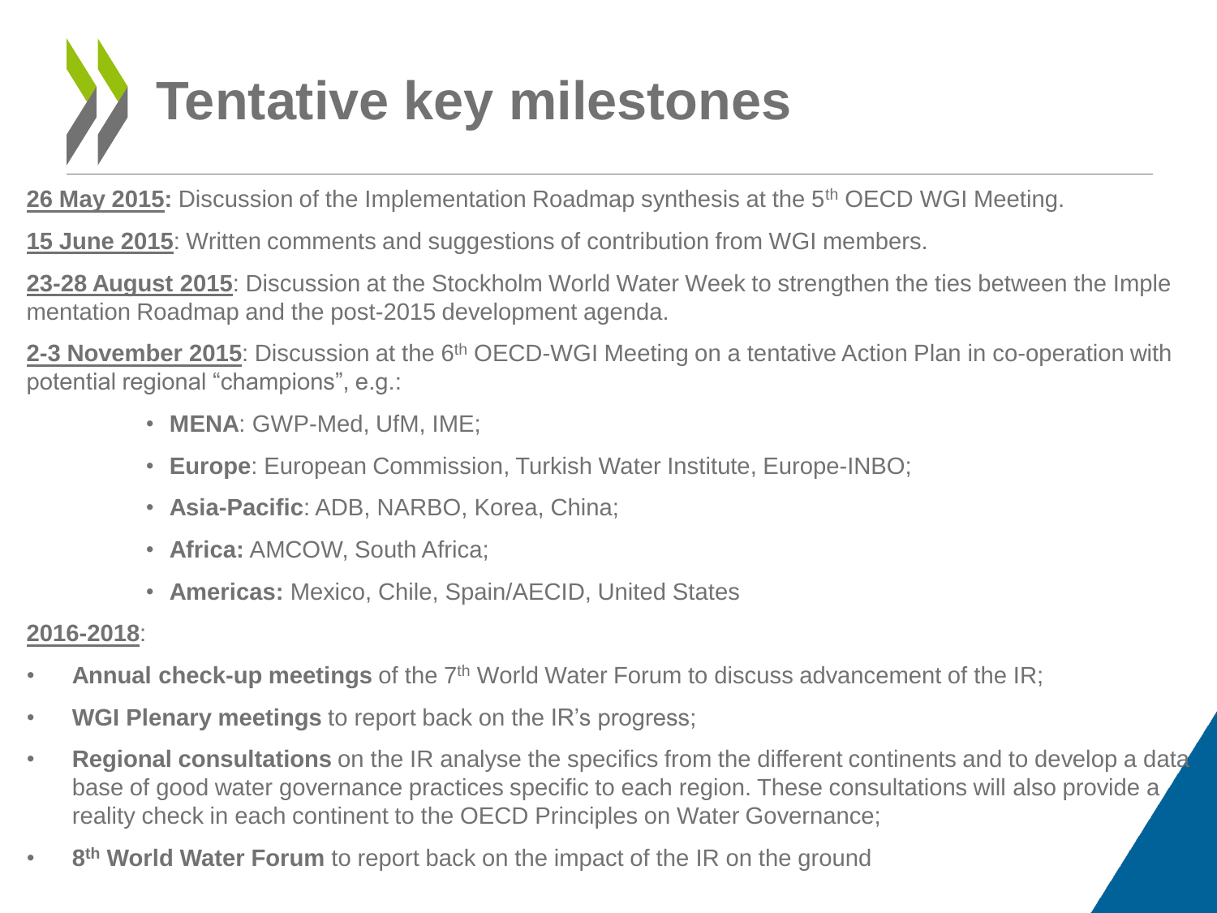# Tentative key milestones

**26 May 2015:** Discussion of the Implementation Roadmap synthesis at the 5th OECD WGI Meeting.

**15 June 2015**: Written comments and suggestions of contribution from WGI members.

**23-28 August 2015**: Discussion at the Stockholm World Water Week to strengthen the ties between the Implementation Roadmap and the post-2015 development agenda.

**2-3 November 2015**: Discussion at the 6th OECD-WGI Meeting on a tentative Action Plan in co-operation with potential regional "champions", e.g.:

- **MENA**: GWP-Med, UfM, IME;
- **Europe**: European Commission, Turkish Water Institute, Europe-INBO;
- **Asia-Pacific**: ADB, NARBO, Korea, China;
- **Africa:** AMCOW, South Africa;
- **Americas:** Mexico, Chile, Spain/AECID, United States

**2016-2018**:

- **Annual check-up meetings** of the 7th World Water Forum to discuss advancement of the IR;
- **WGI Plenary meetings** to report back on the IR's progress;
- **Regional consultations** on the IR analyse the specifics from the different continents and to develop a database of good water governance practices specific to each region. These consultations will also provide a reality check in each continent to the OECD Principles on Water Governance;
- **8th World Water Forum** to report back on the impact of the IR on the ground